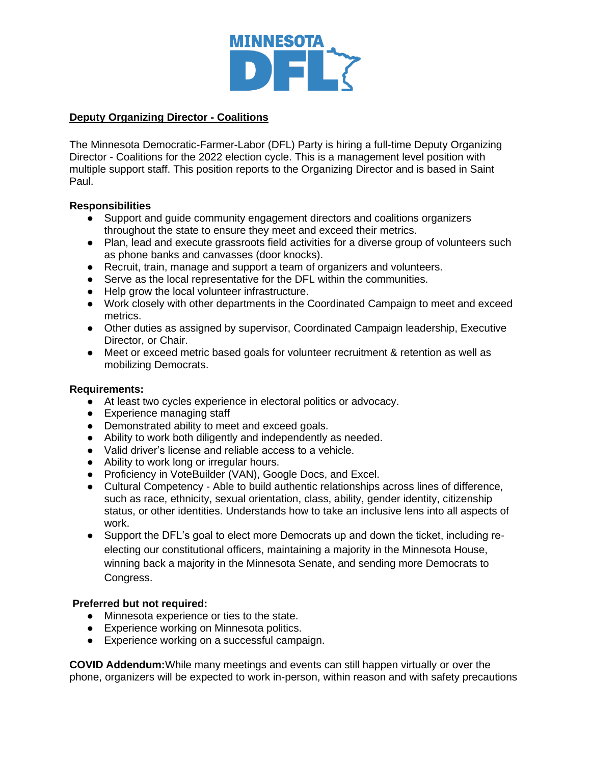**Deputy Organizing Director - Coalitions**

The Minnesota Democratic-Farmer-Labor (DFL) Party is hiring a full-time Deputy Organizing Director - Coalitions for the 2022 election cycle. This is a management level position with multiple support staff. This position reports to the Organizing Director and is based in Saint Paul.

**Responsibilities**

- Support and guide community engagement directors and coalitions organizers throughout the state to ensure they meet and exceed their metrics.
- Plan, lead and execute grassroots field activities for a diverse group of volunteers such as phone banks and canvasses (door knocks).
- Recruit, train, manage and support a team of organizers and volunteers.
- Serve as the local representative for the DFL within the communities.
- Help grow the local volunteer infrastructure.
- Work closely with other departments in the Coordinated Campaign to meet and exceed metrics.
- Other duties as assigned by supervisor, Coordinated Campaign leadership, Executive Director, or Chair.
- Meet or exceed metric based goals for volunteer recruitment & retention as well as mobilizing Democrats.

**Requirements:**

- At least two cycles experience in electoral politics or advocacy.
- Experience managing staff
- Demonstrated ability to meet and exceed goals.
- Ability to work both diligently and independently as needed.
- Valid driver's license and reliable access to a vehicle.
- Ability to work long or irregular hours.
- Proficiency in VoteBuilder (VAN), Google Docs, and Excel.
- Cultural Competency - Able to build authentic relationships across lines of difference, such as race, ethnicity, sexual orientation, class, ability, gender identity, citizenship status, or other identities. Understands how to take an inclusive lens into all aspects of work.
- Support the DFL's goal to elect more Democrats up and down the ticket, including re-electing our constitutional officers, maintaining a majority in the Minnesota House, winning back a majority in the Minnesota Senate, and sending more Democrats to Congress.

**Preferred but not required:**

- Minnesota experience or ties to the state.
- Experience working on Minnesota politics.
- Experience working on a successful campaign.

**COVID Addendum:** While many meetings and events can still happen virtually or over the phone, organizers will be expected to work in-person, within reason and with safety precautions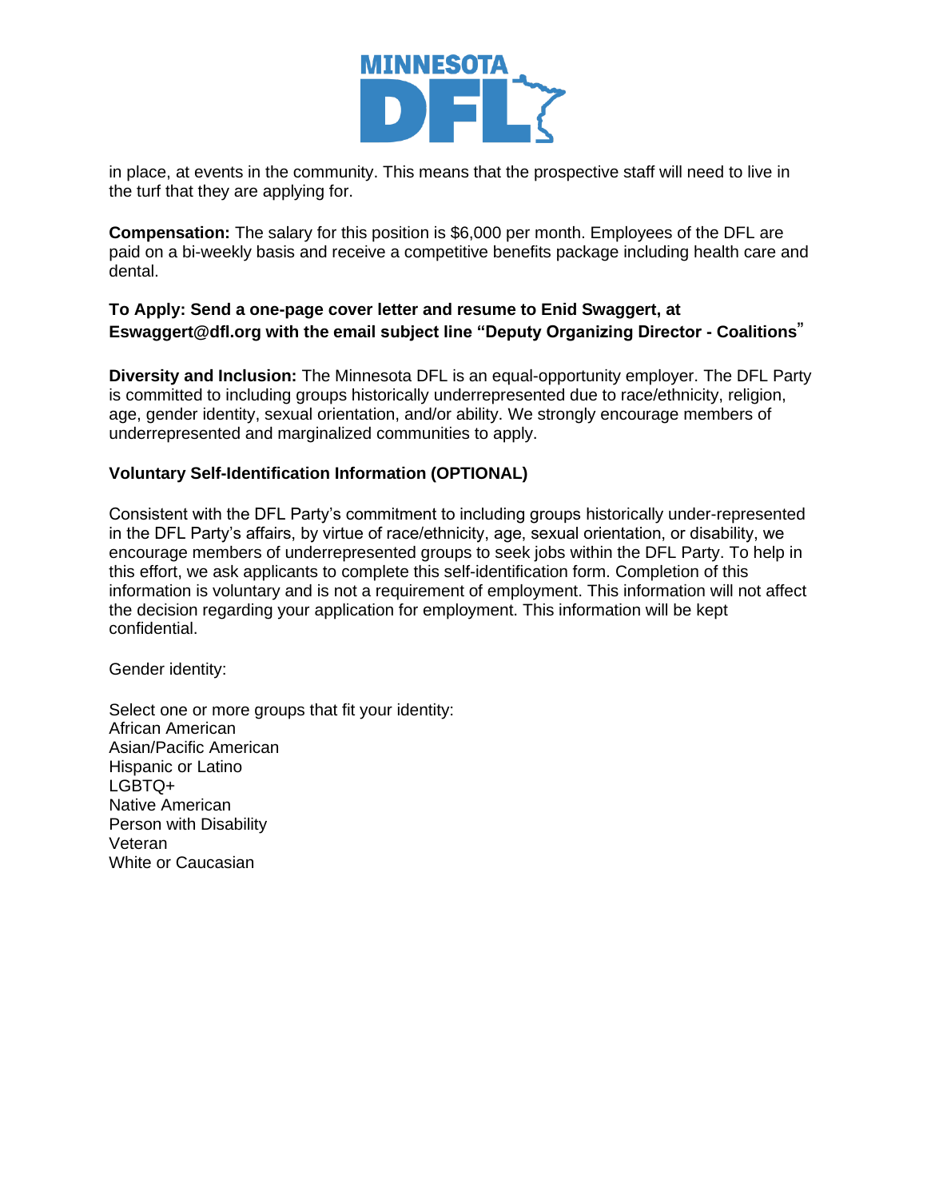in place, at events in the community. This means that the prospective staff will need to live in the turf that they are applying for.

**Compensation:** The salary for this position is $6,000 per month. Employees of the DFL are paid on a bi-weekly basis and receive a competitive benefits package including health care and dental.

**To Apply: Send a one-page cover letter and resume to Enid Swaggert, at Eswaggert@dfl.org with the email subject line "Deputy Organizing Director - Coalitions"**

**Diversity and Inclusion:** The Minnesota DFL is an equal-opportunity employer. The DFL Party is committed to including groups historically underrepresented due to race/ethnicity, religion, age, gender identity, sexual orientation, and/or ability. We strongly encourage members of underrepresented and marginalized communities to apply.

**Voluntary Self-Identification Information (OPTIONAL)**

Consistent with the DFL Party's commitment to including groups historically under-represented in the DFL Party's affairs, by virtue of race/ethnicity, age, sexual orientation, or disability, we encourage members of underrepresented groups to seek jobs within the DFL Party. To help in this effort, we ask applicants to complete this self-identification form. Completion of this information is voluntary and is not a requirement of employment. This information will not affect the decision regarding your application for employment. This information will be kept confidential.

Gender identity:

Select one or more groups that fit your identity:
African American
Asian/Pacific American
Hispanic or Latino
LGBTQ+
Native American
Person with Disability
Veteran
White or Caucasian